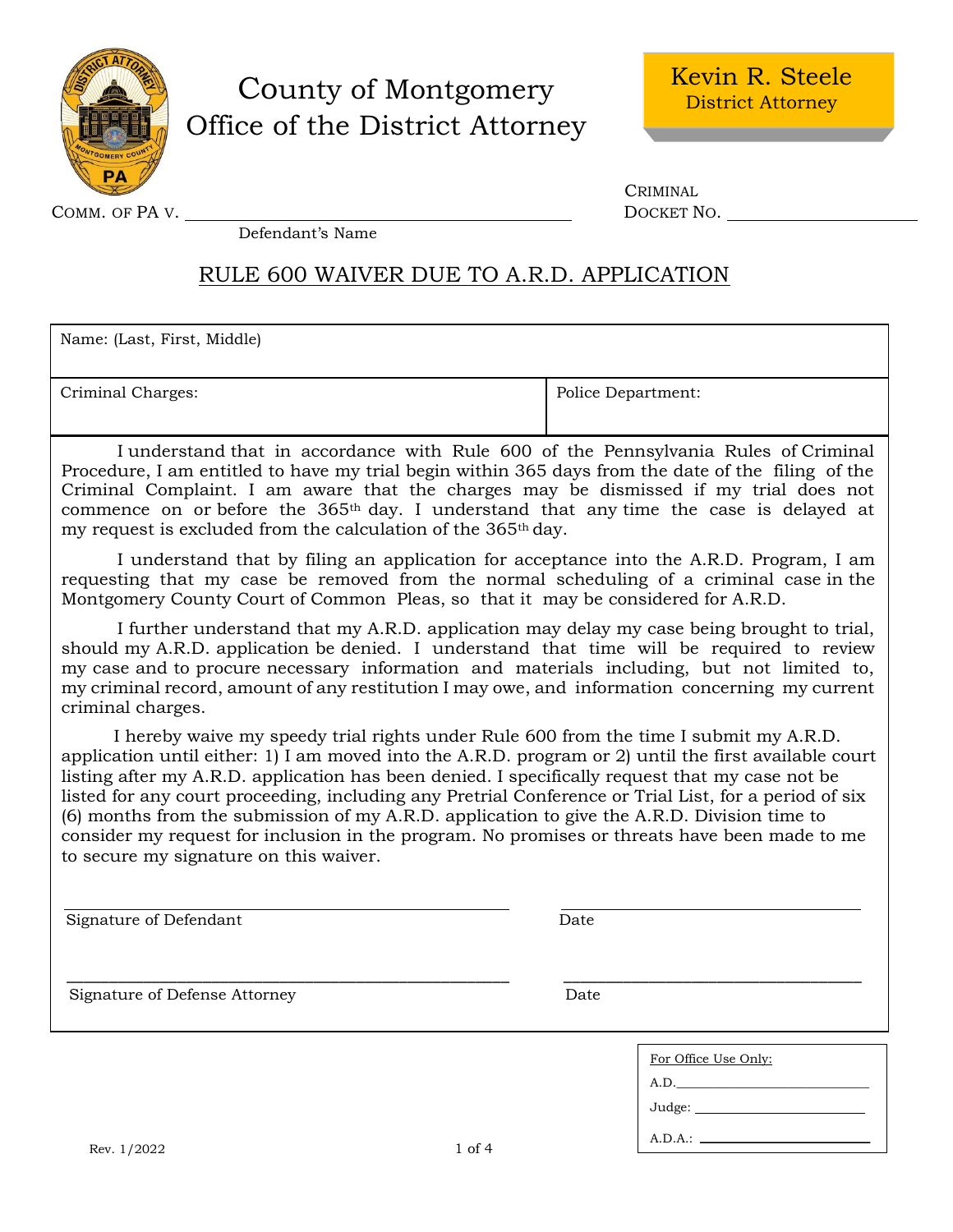# County of Montgomery
# Office of the District Attorney

**Kevin R. Steele**
District Attorney

COMM. OF PA V. ______________________________
Defendant's Name

CRIMINAL DOCKET NO. ____________________

## RULE 600 WAIVER DUE TO A.R.D. APPLICATION

| Name: (Last, First, Middle) | |
|---|---|
| Criminal Charges: | Police Department: |

I understand that in accordance with Rule 600 of the Pennsylvania Rules of Criminal Procedure, I am entitled to have my trial begin within 365 days from the date of the filing of the Criminal Complaint. I am aware that the charges may be dismissed if my trial does not commence on or before the 365th day. I understand that any time the case is delayed at my request is excluded from the calculation of the 365th day.

I understand that by filing an application for acceptance into the A.R.D. Program, I am requesting that my case be removed from the normal scheduling of a criminal case in the Montgomery County Court of Common Pleas, so that it may be considered for A.R.D.

I further understand that my A.R.D. application may delay my case being brought to trial, should my A.R.D. application be denied. I understand that time will be required to review my case and to procure necessary information and materials including, but not limited to, my criminal record, amount of any restitution I may owe, and information concerning my current criminal charges.

I hereby waive my speedy trial rights under Rule 600 from the time I submit my A.R.D. application until either: 1) I am moved into the A.R.D. program or 2) until the first available court listing after my A.R.D. application has been denied. I specifically request that my case not be listed for any court proceeding, including any Pretrial Conference or Trial List, for a period of six (6) months from the submission of my A.R.D. application to give the A.R.D. Division time to consider my request for inclusion in the program. No promises or threats have been made to me to secure my signature on this waiver.

______________________________ ______________________
Signature of Defendant Date

______________________________ ______________________
Signature of Defense Attorney Date

For Office Use Only:
A.D. ____________________
Judge: ____________________
A.D.A.: ____________________

Rev. 1/2022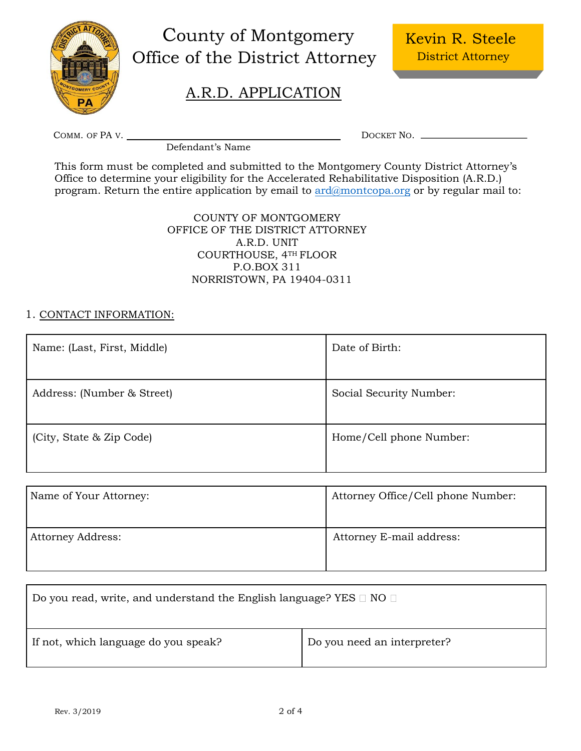# County of Montgomery
# Office of the District Attorney

**Kevin R. Steele**
District Attorney

## A.R.D. APPLICATION

COMM. OF PA V. ______________________________ DOCKET NO. ______________
Defendant's Name

This form must be completed and submitted to the Montgomery County District Attorney's Office to determine your eligibility for the Accelerated Rehabilitative Disposition (A.R.D.) program. Return the entire application by email to ard@montcopa.org or by regular mail to:

COUNTY OF MONTGOMERY
OFFICE OF THE DISTRICT ATTORNEY
A.R.D. UNIT
COURTHOUSE, 4TH FLOOR
P.O.BOX 311
NORRISTOWN, PA 19404-0311

1. CONTACT INFORMATION:

| Name: (Last, First, Middle) | Date of Birth: |
|---|---|
| Address: (Number & Street) | Social Security Number: |
| (City, State & Zip Code) | Home/Cell phone Number: |

| Name of Your Attorney: | Attorney Office/Cell phone Number: |
|---|---|
| Attorney Address: | Attorney E-mail address: |

| Do you read, write, and understand the English language? YES ☐ NO ☐ | |
|---|---|
| If not, which language do you speak? | Do you need an interpreter? |

Rev. 3/2019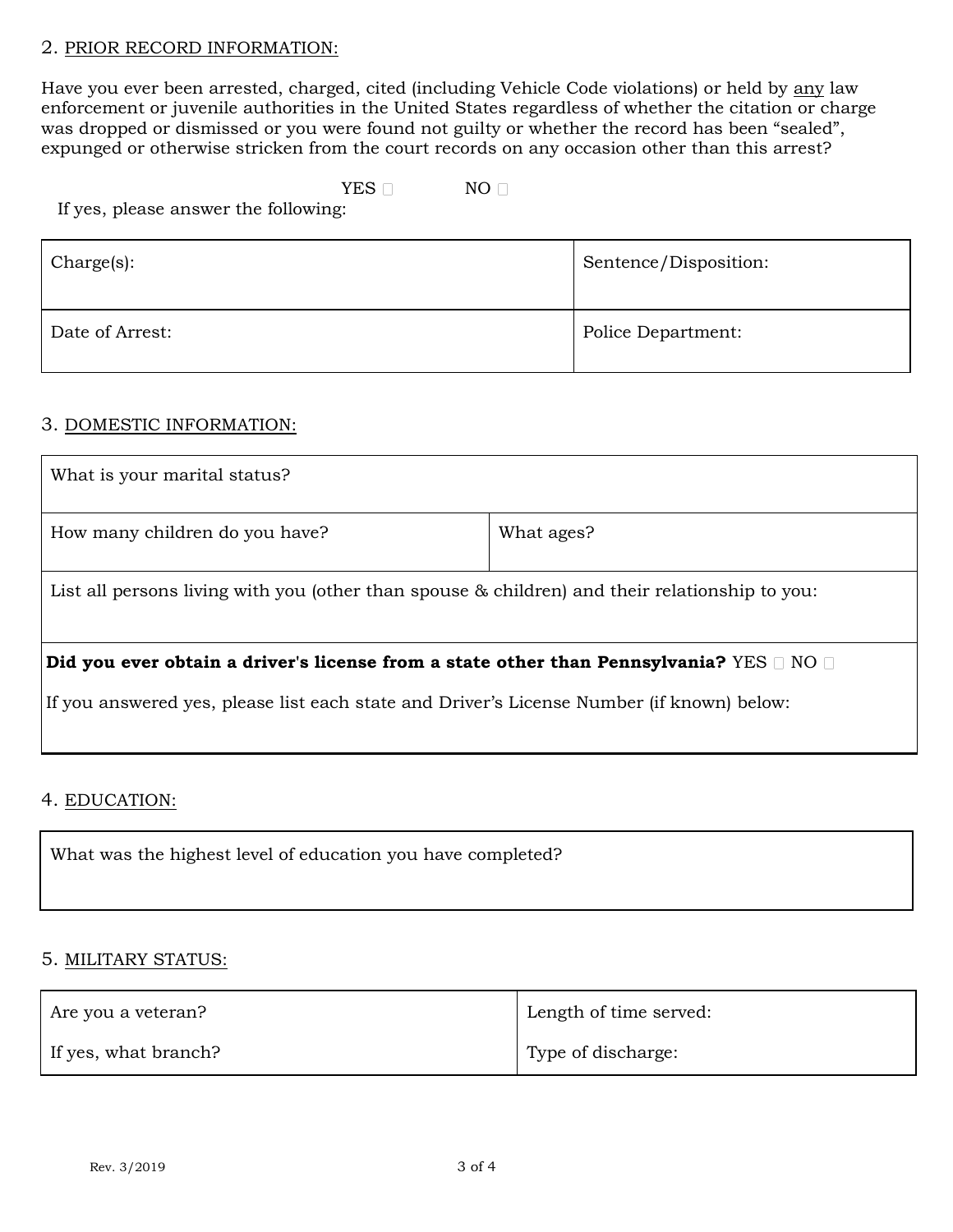## 2. PRIOR RECORD INFORMATION:

Have you ever been arrested, charged, cited (including Vehicle Code violations) or held by any law enforcement or juvenile authorities in the United States regardless of whether the citation or charge was dropped or dismissed or you were found not guilty or whether the record has been "sealed", expunged or otherwise stricken from the court records on any occasion other than this arrest?

YES ☐ NO ☐

If yes, please answer the following:

| Charge(s): | Sentence/Disposition: |
|---|---|
| Date of Arrest: | Police Department: |

## 3. DOMESTIC INFORMATION:

| What is your marital status? | |
|---|---|
| How many children do you have? | What ages? |
| List all persons living with you (other than spouse & children) and their relationship to you: | |
| **Did you ever obtain a driver's license from a state other than Pennsylvania?** YES ☐ NO ☐<br>If you answered yes, please list each state and Driver's License Number (if known) below: | |

## 4. EDUCATION:

| What was the highest level of education you have completed? |
|---|

## 5. MILITARY STATUS:

| Are you a veteran? | Length of time served: |
|---|---|
| If yes, what branch? | Type of discharge: |

Rev. 3/2019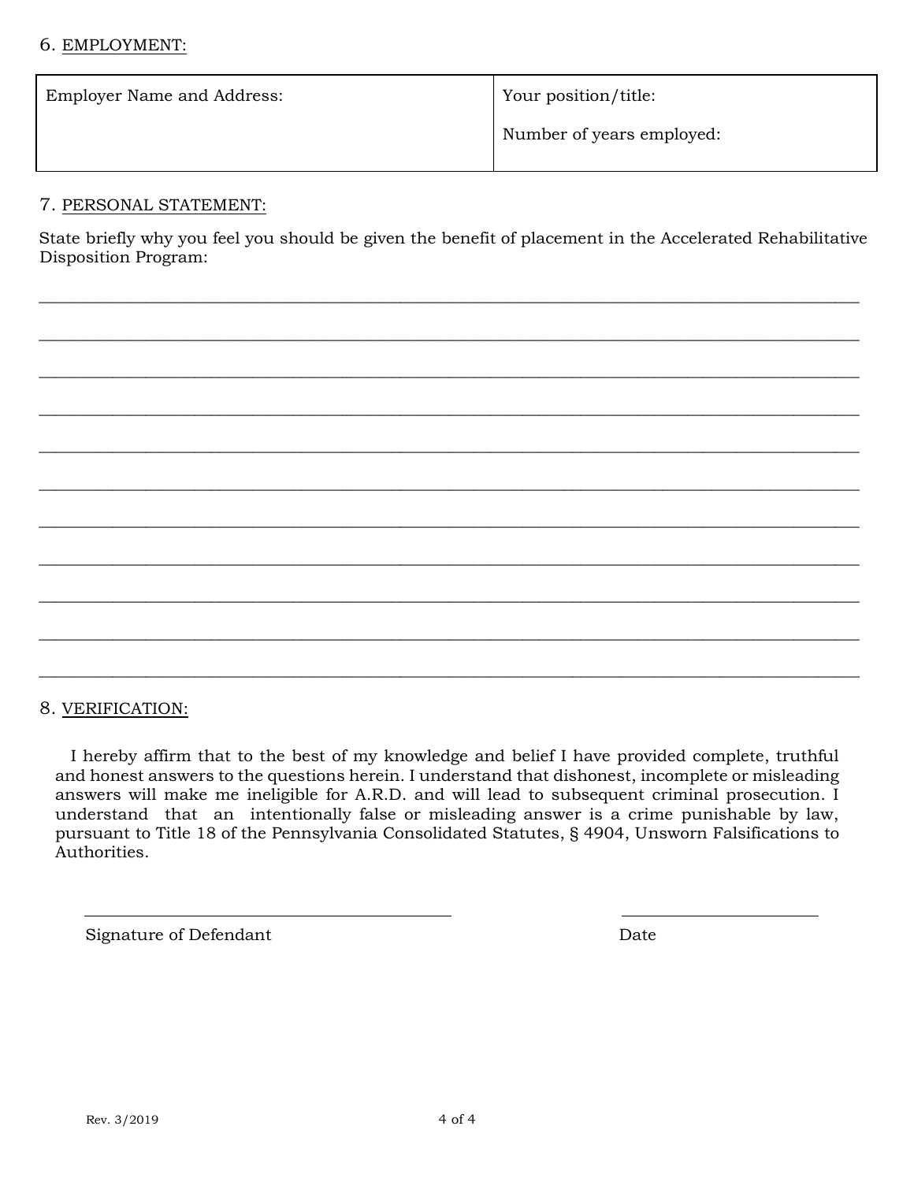6. EMPLOYMENT:

| | |
|---|---|
| Employer Name and Address: | Your position/title:<br><br>Number of years employed: |

7. PERSONAL STATEMENT:

State briefly why you feel you should be given the benefit of placement in the Accelerated Rehabilitative Disposition Program:

\_\_\_\_\_\_\_\_\_\_\_\_\_\_\_\_\_\_\_\_\_\_\_\_\_\_\_\_\_\_\_\_\_\_\_\_\_\_\_\_\_\_\_\_\_\_\_\_\_\_\_\_\_\_\_\_\_\_\_\_\_\_\_\_\_\_\_\_\_\_\_\_

\_\_\_\_\_\_\_\_\_\_\_\_\_\_\_\_\_\_\_\_\_\_\_\_\_\_\_\_\_\_\_\_\_\_\_\_\_\_\_\_\_\_\_\_\_\_\_\_\_\_\_\_\_\_\_\_\_\_\_\_\_\_\_\_\_\_\_\_\_\_\_\_

\_\_\_\_\_\_\_\_\_\_\_\_\_\_\_\_\_\_\_\_\_\_\_\_\_\_\_\_\_\_\_\_\_\_\_\_\_\_\_\_\_\_\_\_\_\_\_\_\_\_\_\_\_\_\_\_\_\_\_\_\_\_\_\_\_\_\_\_\_\_\_\_

\_\_\_\_\_\_\_\_\_\_\_\_\_\_\_\_\_\_\_\_\_\_\_\_\_\_\_\_\_\_\_\_\_\_\_\_\_\_\_\_\_\_\_\_\_\_\_\_\_\_\_\_\_\_\_\_\_\_\_\_\_\_\_\_\_\_\_\_\_\_\_\_

\_\_\_\_\_\_\_\_\_\_\_\_\_\_\_\_\_\_\_\_\_\_\_\_\_\_\_\_\_\_\_\_\_\_\_\_\_\_\_\_\_\_\_\_\_\_\_\_\_\_\_\_\_\_\_\_\_\_\_\_\_\_\_\_\_\_\_\_\_\_\_\_

\_\_\_\_\_\_\_\_\_\_\_\_\_\_\_\_\_\_\_\_\_\_\_\_\_\_\_\_\_\_\_\_\_\_\_\_\_\_\_\_\_\_\_\_\_\_\_\_\_\_\_\_\_\_\_\_\_\_\_\_\_\_\_\_\_\_\_\_\_\_\_\_

\_\_\_\_\_\_\_\_\_\_\_\_\_\_\_\_\_\_\_\_\_\_\_\_\_\_\_\_\_\_\_\_\_\_\_\_\_\_\_\_\_\_\_\_\_\_\_\_\_\_\_\_\_\_\_\_\_\_\_\_\_\_\_\_\_\_\_\_\_\_\_\_

\_\_\_\_\_\_\_\_\_\_\_\_\_\_\_\_\_\_\_\_\_\_\_\_\_\_\_\_\_\_\_\_\_\_\_\_\_\_\_\_\_\_\_\_\_\_\_\_\_\_\_\_\_\_\_\_\_\_\_\_\_\_\_\_\_\_\_\_\_\_\_\_

\_\_\_\_\_\_\_\_\_\_\_\_\_\_\_\_\_\_\_\_\_\_\_\_\_\_\_\_\_\_\_\_\_\_\_\_\_\_\_\_\_\_\_\_\_\_\_\_\_\_\_\_\_\_\_\_\_\_\_\_\_\_\_\_\_\_\_\_\_\_\_\_

\_\_\_\_\_\_\_\_\_\_\_\_\_\_\_\_\_\_\_\_\_\_\_\_\_\_\_\_\_\_\_\_\_\_\_\_\_\_\_\_\_\_\_\_\_\_\_\_\_\_\_\_\_\_\_\_\_\_\_\_\_\_\_\_\_\_\_\_\_\_\_\_

\_\_\_\_\_\_\_\_\_\_\_\_\_\_\_\_\_\_\_\_\_\_\_\_\_\_\_\_\_\_\_\_\_\_\_\_\_\_\_\_\_\_\_\_\_\_\_\_\_\_\_\_\_\_\_\_\_\_\_\_\_\_\_\_\_\_\_\_\_\_\_\_

8. VERIFICATION:

I hereby affirm that to the best of my knowledge and belief I have provided complete, truthful and honest answers to the questions herein. I understand that dishonest, incomplete or misleading answers will make me ineligible for A.R.D. and will lead to subsequent criminal prosecution. I understand that an intentionally false or misleading answer is a crime punishable by law, pursuant to Title 18 of the Pennsylvania Consolidated Statutes, § 4904, Unsworn Falsifications to Authorities.

\_\_\_\_\_\_\_\_\_\_\_\_\_\_\_\_\_\_\_\_\_\_\_\_\_\_\_\_\_\_\_\_\_\_\_\_ &nbsp;&nbsp;&nbsp;&nbsp;&nbsp;&nbsp;&nbsp;&nbsp; \_\_\_\_\_\_\_\_\_\_\_\_\_\_\_\_\_\_\_\_

Signature of Defendant &nbsp;&nbsp;&nbsp;&nbsp;&nbsp;&nbsp;&nbsp;&nbsp;&nbsp;&nbsp;&nbsp;&nbsp;&nbsp;&nbsp;&nbsp;&nbsp;&nbsp;&nbsp;&nbsp;&nbsp;&nbsp;&nbsp;&nbsp;&nbsp;&nbsp;&nbsp;&nbsp;&nbsp;&nbsp;&nbsp; Date

Rev. 3/2019